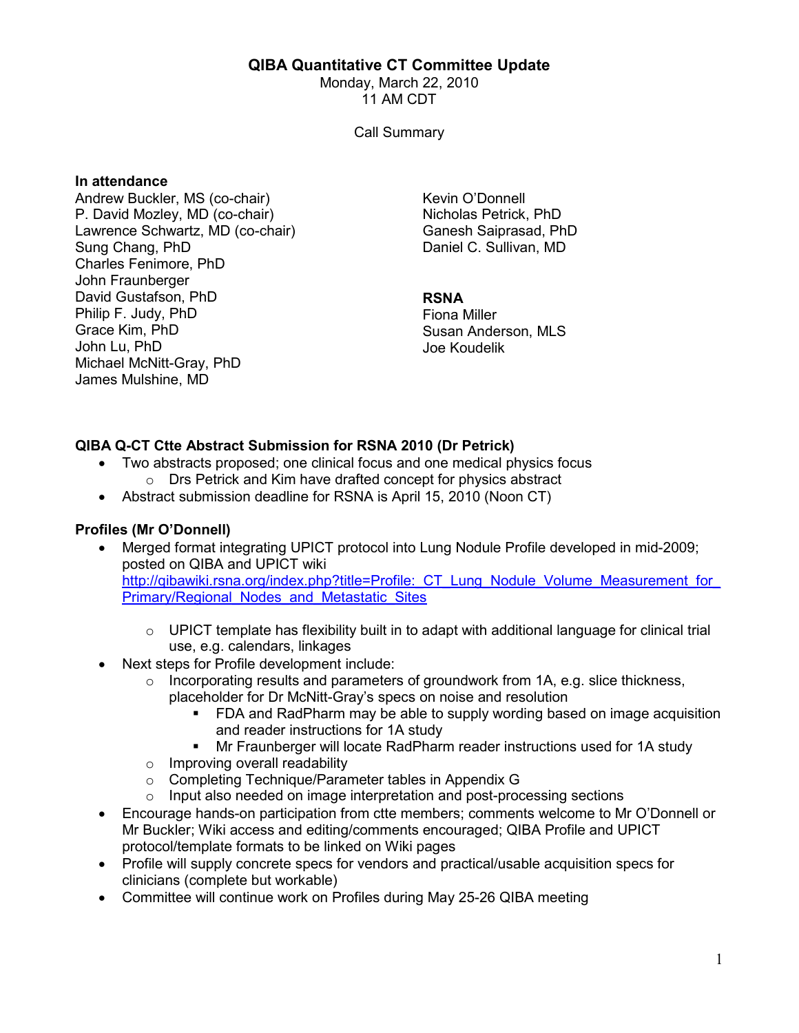# QIBA Quantitative CT Committee Update

Monday, March 22, 2010
11 AM CDT

Call Summary

**In attendance**

Andrew Buckler, MS (co-chair)
P. David Mozley, MD (co-chair)
Lawrence Schwartz, MD (co-chair)
Sung Chang, PhD
Charles Fenimore, PhD
John Fraunberger
David Gustafson, PhD
Philip F. Judy, PhD
Grace Kim, PhD
John Lu, PhD
Michael McNitt-Gray, PhD
James Mulshine, MD
Kevin O'Donnell
Nicholas Petrick, PhD
Ganesh Saiprasad, PhD
Daniel C. Sullivan, MD

**RSNA**

Fiona Miller
Susan Anderson, MLS
Joe Koudelik

### QIBA Q-CT Ctte Abstract Submission for RSNA 2010 (Dr Petrick)

- Two abstracts proposed; one clinical focus and one medical physics focus
  - Drs Petrick and Kim have drafted concept for physics abstract
- Abstract submission deadline for RSNA is April 15, 2010 (Noon CT)

### Profiles (Mr O'Donnell)

- Merged format integrating UPICT protocol into Lung Nodule Profile developed in mid-2009; posted on QIBA and UPICT wiki [http://qibawiki.rsna.org/index.php?title=Profile:_CT_Lung_Nodule_Volume_Measurement_for_Primary/Regional_Nodes_and_Metastatic_Sites](http://qibawiki.rsna.org/index.php?title=Profile:_CT_Lung_Nodule_Volume_Measurement_for_Primary/Regional_Nodes_and_Metastatic_Sites)
  - UPICT template has flexibility built in to adapt with additional language for clinical trial use, e.g. calendars, linkages
- Next steps for Profile development include:
  - Incorporating results and parameters of groundwork from 1A, e.g. slice thickness, placeholder for Dr McNitt-Gray's specs on noise and resolution
    - FDA and RadPharm may be able to supply wording based on image acquisition and reader instructions for 1A study
    - Mr Fraunberger will locate RadPharm reader instructions used for 1A study
  - Improving overall readability
  - Completing Technique/Parameter tables in Appendix G
  - Input also needed on image interpretation and post-processing sections
- Encourage hands-on participation from ctte members; comments welcome to Mr O'Donnell or Mr Buckler; Wiki access and editing/comments encouraged; QIBA Profile and UPICT protocol/template formats to be linked on Wiki pages
- Profile will supply concrete specs for vendors and practical/usable acquisition specs for clinicians (complete but workable)
- Committee will continue work on Profiles during May 25-26 QIBA meeting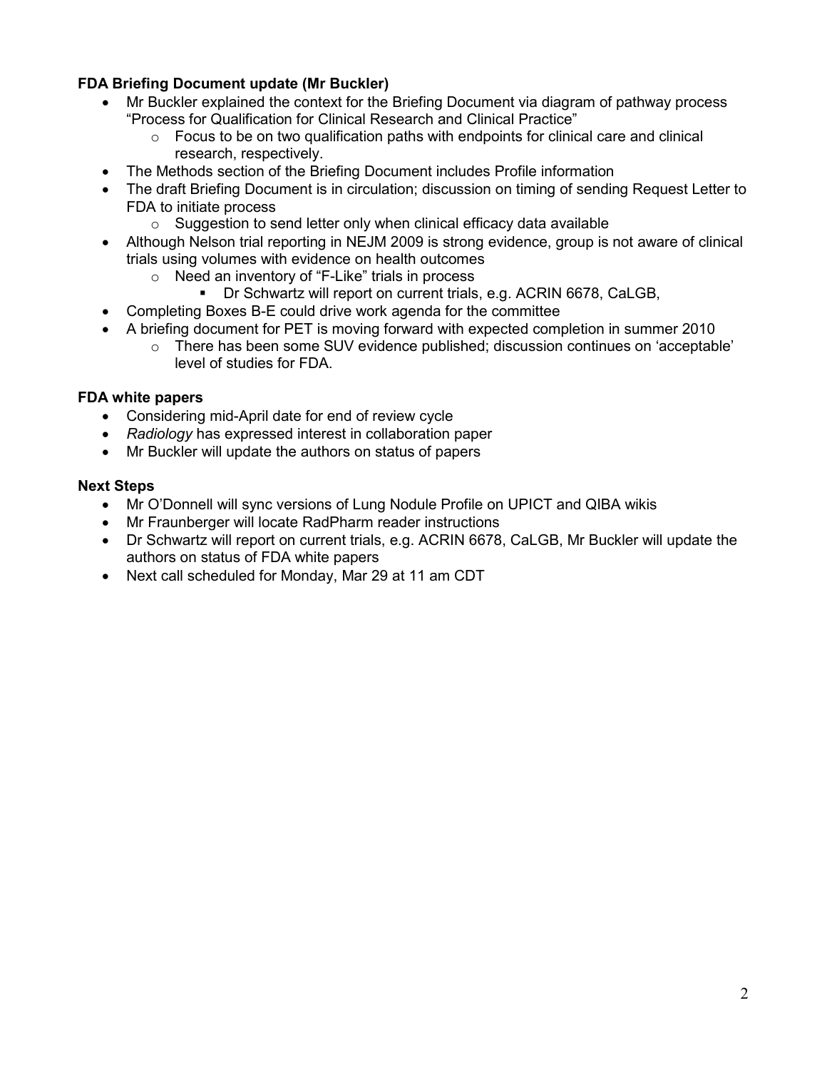**FDA Briefing Document update (Mr Buckler)**

- Mr Buckler explained the context for the Briefing Document via diagram of pathway process "Process for Qualification for Clinical Research and Clinical Practice"
    - Focus to be on two qualification paths with endpoints for clinical care and clinical research, respectively.
- The Methods section of the Briefing Document includes Profile information
- The draft Briefing Document is in circulation; discussion on timing of sending Request Letter to FDA to initiate process
    - Suggestion to send letter only when clinical efficacy data available
- Although Nelson trial reporting in NEJM 2009 is strong evidence, group is not aware of clinical trials using volumes with evidence on health outcomes
    - Need an inventory of "F-Like" trials in process
        - Dr Schwartz will report on current trials, e.g. ACRIN 6678, CaLGB,
- Completing Boxes B-E could drive work agenda for the committee
- A briefing document for PET is moving forward with expected completion in summer 2010
    - There has been some SUV evidence published; discussion continues on 'acceptable' level of studies for FDA.

**FDA white papers**

- Considering mid-April date for end of review cycle
- *Radiology* has expressed interest in collaboration paper
- Mr Buckler will update the authors on status of papers

**Next Steps**

- Mr O'Donnell will sync versions of Lung Nodule Profile on UPICT and QIBA wikis
- Mr Fraunberger will locate RadPharm reader instructions
- Dr Schwartz will report on current trials, e.g. ACRIN 6678, CaLGB, Mr Buckler will update the authors on status of FDA white papers
- Next call scheduled for Monday, Mar 29 at 11 am CDT